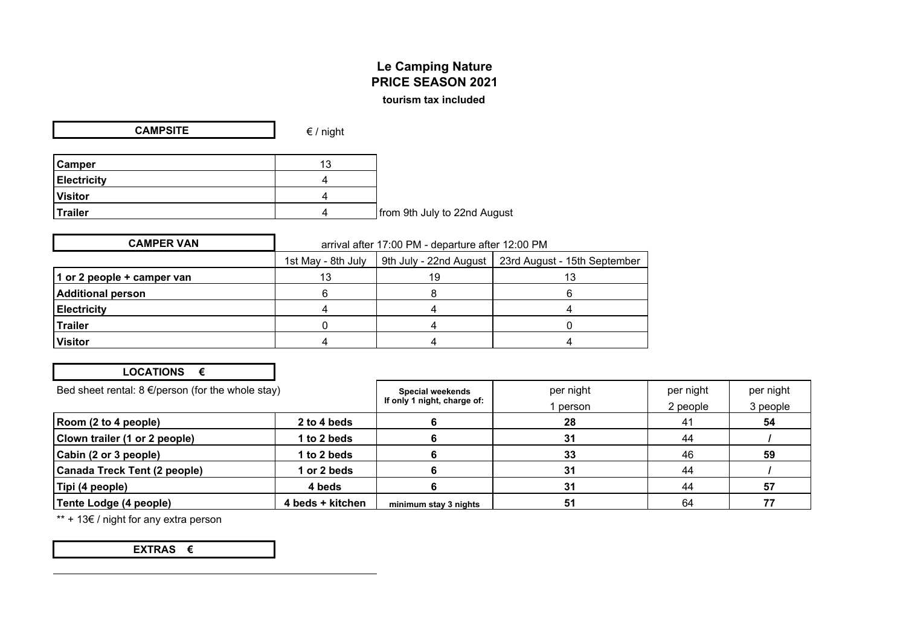# Le Camping Nature

## PRICE SEASON 2021

**tourism tax included**

| **CAMPSITE** | € / night | |
|---|---|---|
| **Camper** | 13 | |
| **Electricity** | 4 | |
| **Visitor** | 4 | |
| **Trailer** | 4 | from 9th July to 22nd August |

**CAMPER VAN** — arrival after 17:00 PM - departure after 12:00 PM

| | 1st May - 8th July | 9th July - 22nd August | 23rd August - 15th September |
|---|---|---|---|
| **1 or 2 people + camper van** | 13 | 19 | 13 |
| **Additional person** | 6 | 8 | 6 |
| **Electricity** | 4 | 4 | 4 |
| **Trailer** | 0 | 4 | 0 |
| **Visitor** | 4 | 4 | 4 |

**LOCATIONS €**

| Bed sheet rental: 8 €/person (for the whole stay) | | **Special weekends** If only 1 night, charge of: | per night 1 person | per night 2 people | per night 3 people |
|---|---|---|---|---|---|
| **Room (2 to 4 people)** | **2 to 4 beds** | **6** | **28** | 41 | **54** |
| **Clown trailer (1 or 2 people)** | **1 to 2 beds** | **6** | **31** | 44 | **/** |
| **Cabin (2 or 3 people)** | **1 to 2 beds** | **6** | **33** | 46 | **59** |
| **Canada Treck Tent (2 people)** | **1 or 2 beds** | **6** | **31** | 44 | **/** |
| **Tipi (4 people)** | **4 beds** | **6** | **31** | 44 | **57** |
| **Tente Lodge (4 people)** | **4 beds + kitchen** | **minimum stay 3 nights** | **51** | 64 | **77** |

** + 13€ / night for any extra person

**EXTRAS €**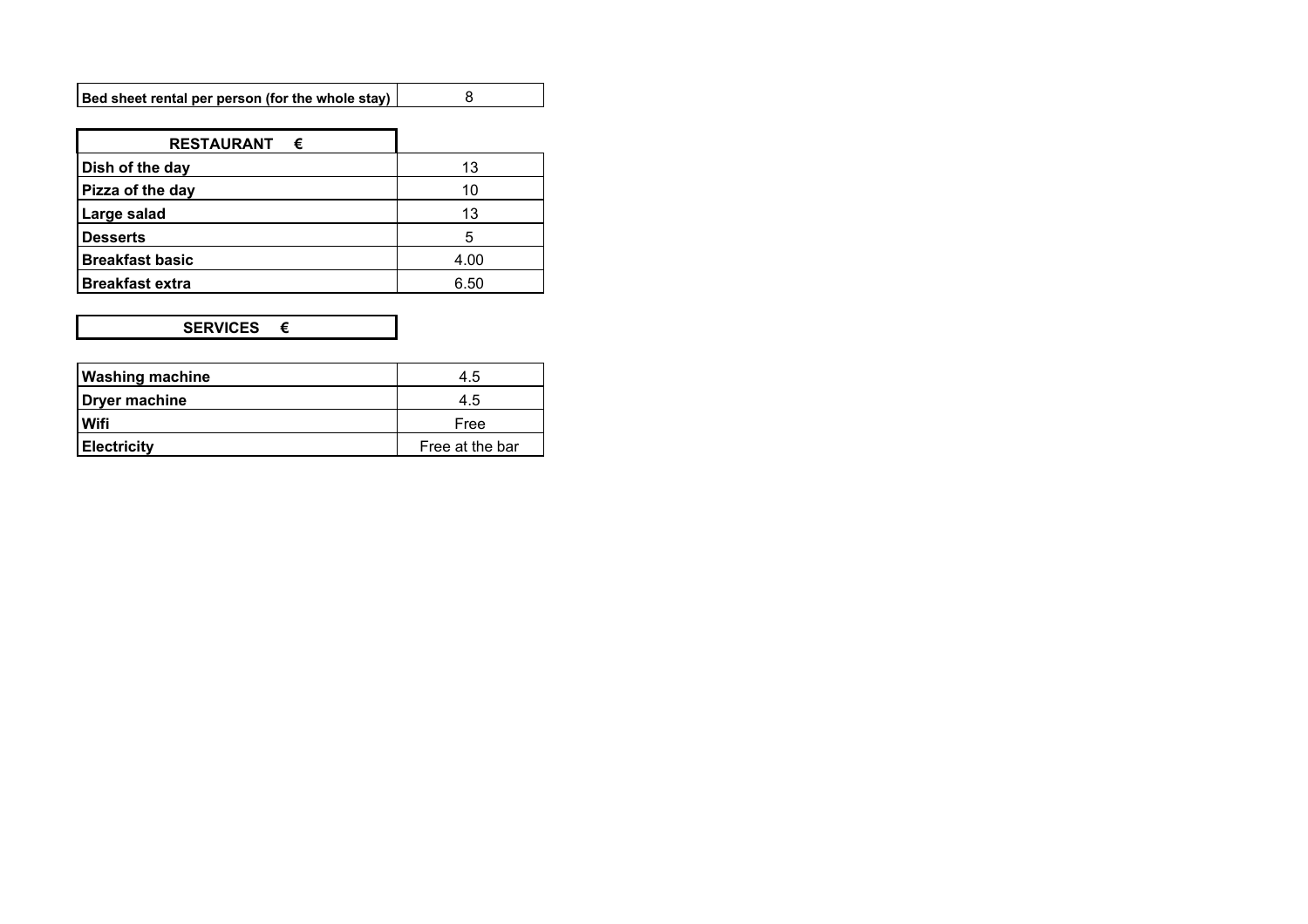| Bed sheet rental per person (for the whole stay) | 8 |
|---|---|

| RESTAURANT € | |
|---|---|
| Dish of the day | 13 |
| Pizza of the day | 10 |
| Large salad | 13 |
| Desserts | 5 |
| Breakfast basic | 4.00 |
| Breakfast extra | 6.50 |

| SERVICES € | |
|---|---|
| Washing machine | 4.5 |
| Dryer machine | 4.5 |
| Wifi | Free |
| Electricity | Free at the bar |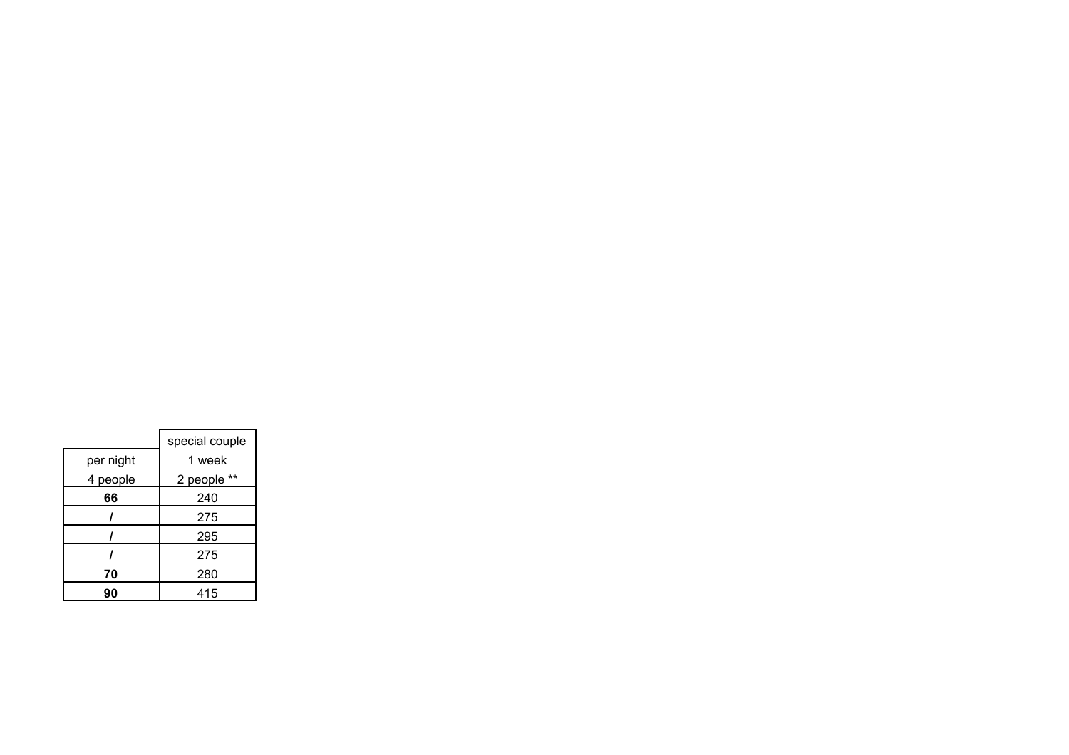| per night 4 people | special couple 1 week 2 people ** |
| --- | --- |
| **66** | 240 |
| **/** | 275 |
| **/** | 295 |
| **/** | 275 |
| **70** | 280 |
| **90** | 415 |